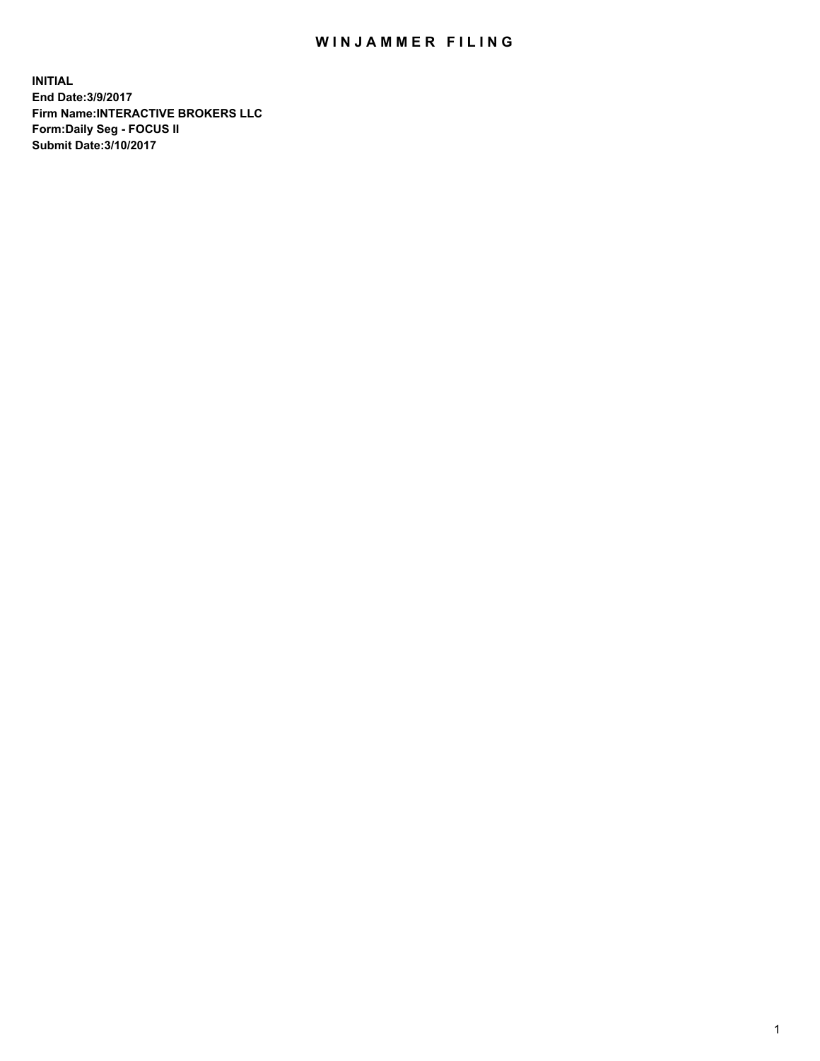# WINJAMMER FILING

**INITIAL**
**End Date:3/9/2017**
**Firm Name:INTERACTIVE BROKERS LLC**
**Form:Daily Seg - FOCUS II**
**Submit Date:3/10/2017**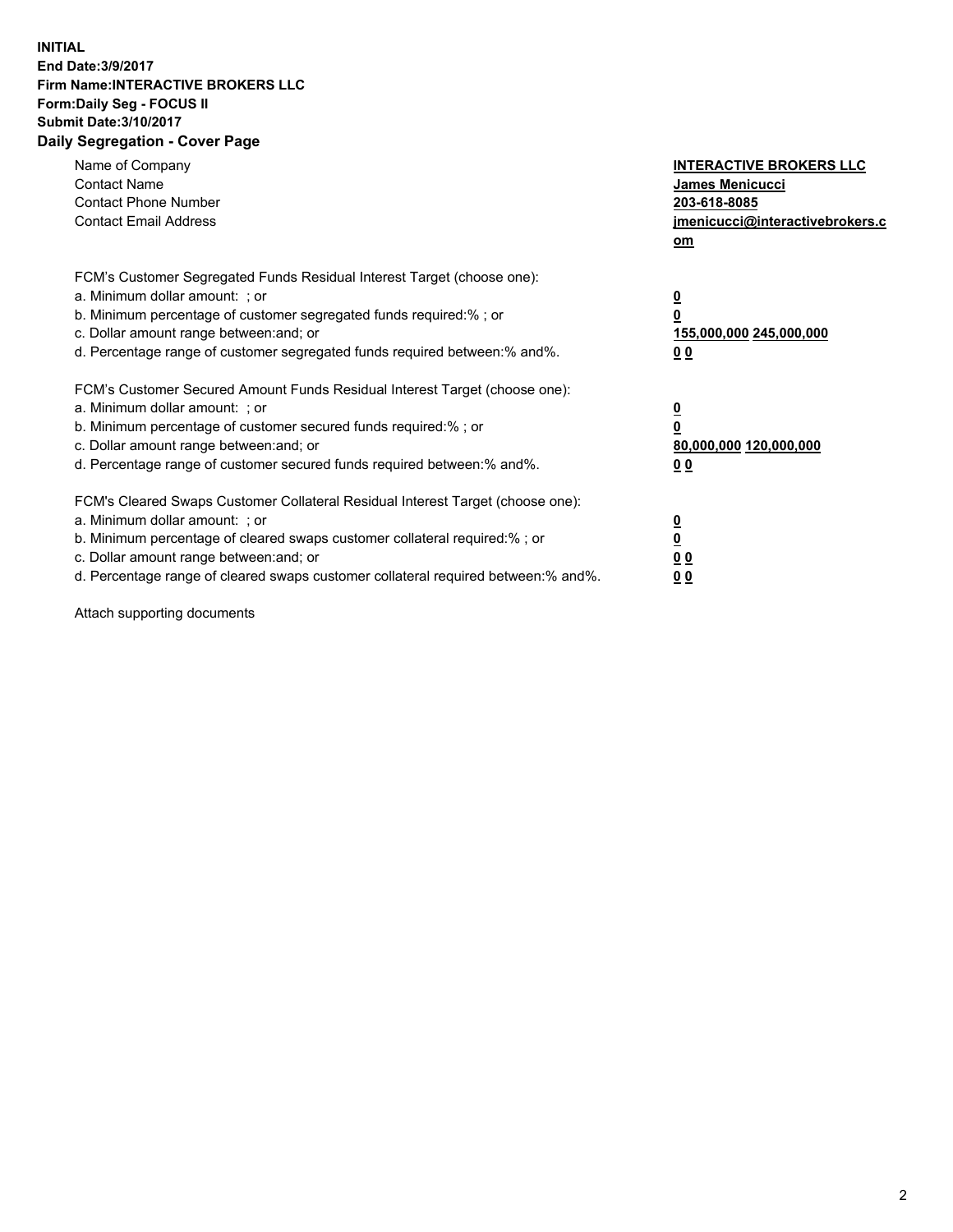**INITIAL**
**End Date:3/9/2017**
**Firm Name:INTERACTIVE BROKERS LLC**
**Form:Daily Seg - FOCUS II**
**Submit Date:3/10/2017**
**Daily Segregation - Cover Page**

| | |
|---|---|
| Name of Company | **INTERACTIVE BROKERS LLC** |
| Contact Name | **James Menicucci** |
| Contact Phone Number | **203-618-8085** |
| Contact Email Address | **jmenicucci@interactivebrokers.com** |

FCM's Customer Segregated Funds Residual Interest Target (choose one):

| | |
|---|---|
| a. Minimum dollar amount: ; or | **0** |
| b. Minimum percentage of customer segregated funds required:% ; or | **0** |
| c. Dollar amount range between:and; or | **155,000,000 245,000,000** |
| d. Percentage range of customer segregated funds required between:% and%. | **0 0** |

FCM's Customer Secured Amount Funds Residual Interest Target (choose one):

| | |
|---|---|
| a. Minimum dollar amount: ; or | **0** |
| b. Minimum percentage of customer secured funds required:% ; or | **0** |
| c. Dollar amount range between:and; or | **80,000,000 120,000,000** |
| d. Percentage range of customer secured funds required between:% and%. | **0 0** |

FCM's Cleared Swaps Customer Collateral Residual Interest Target (choose one):

| | |
|---|---|
| a. Minimum dollar amount: ; or | **0** |
| b. Minimum percentage of cleared swaps customer collateral required:% ; or | **0** |
| c. Dollar amount range between:and; or | **0 0** |
| d. Percentage range of cleared swaps customer collateral required between:% and%. | **0 0** |

Attach supporting documents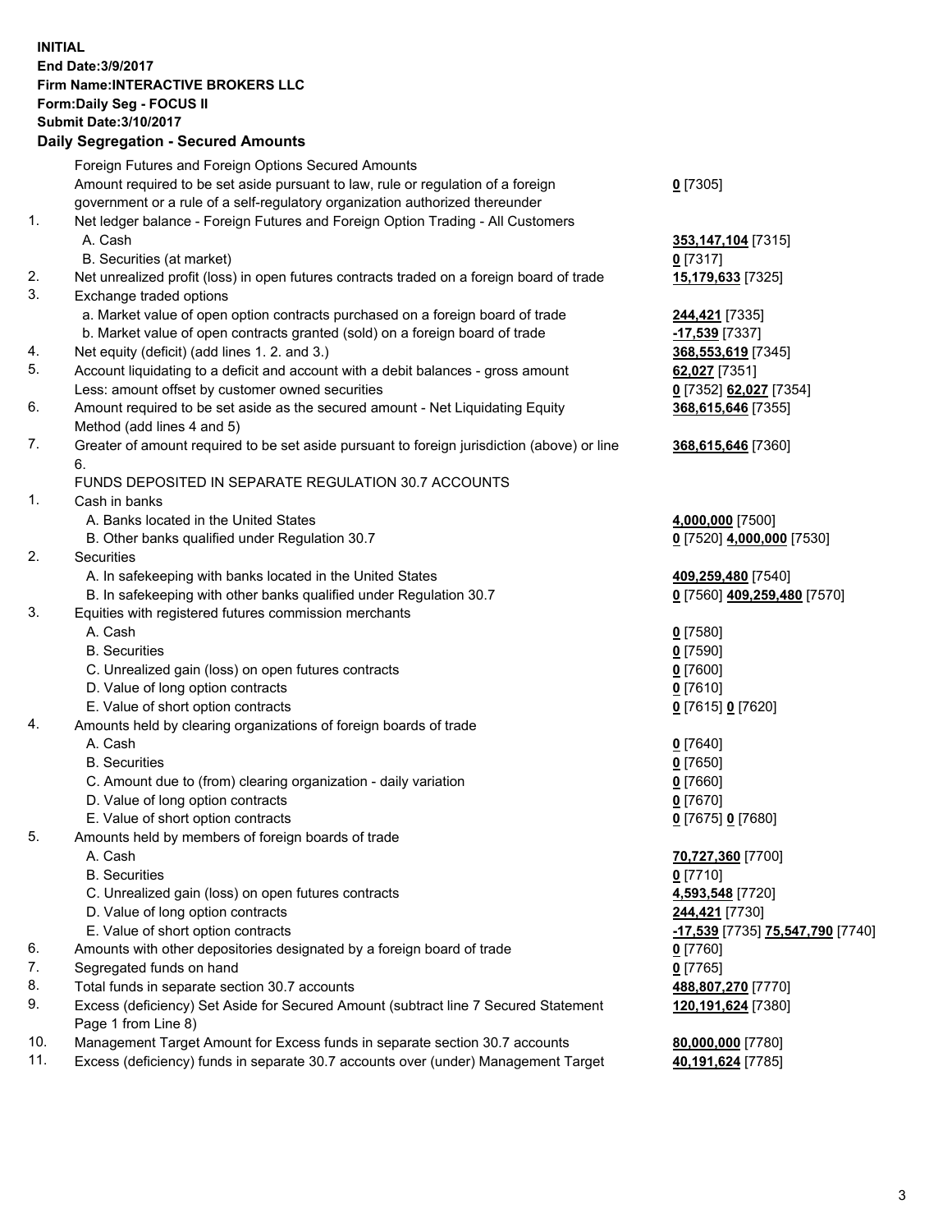**INITIAL**
**End Date:3/9/2017**
**Firm Name:INTERACTIVE BROKERS LLC**
**Form:Daily Seg - FOCUS II**
**Submit Date:3/10/2017**

## Daily Segregation - Secured Amounts

| | | |
|---|---|---|
| | Foreign Futures and Foreign Options Secured Amounts | |
| | Amount required to be set aside pursuant to law, rule or regulation of a foreign government or a rule of a self-regulatory organization authorized thereunder | **0** [7305] |
| 1. | Net ledger balance - Foreign Futures and Foreign Option Trading - All Customers | |
| | A. Cash | **353,147,104** [7315] |
| | B. Securities (at market) | **0** [7317] |
| 2. | Net unrealized profit (loss) in open futures contracts traded on a foreign board of trade | **15,179,633** [7325] |
| 3. | Exchange traded options | |
| | a. Market value of open option contracts purchased on a foreign board of trade | **244,421** [7335] |
| | b. Market value of open contracts granted (sold) on a foreign board of trade | **-17,539** [7337] |
| 4. | Net equity (deficit) (add lines 1. 2. and 3.) | **368,553,619** [7345] |
| 5. | Account liquidating to a deficit and account with a debit balances - gross amount | **62,027** [7351] |
| | Less: amount offset by customer owned securities | **0** [7352] **62,027** [7354] |
| 6. | Amount required to be set aside as the secured amount - Net Liquidating Equity Method (add lines 4 and 5) | **368,615,646** [7355] |
| 7. | Greater of amount required to be set aside pursuant to foreign jurisdiction (above) or line 6. | **368,615,646** [7360] |
| | FUNDS DEPOSITED IN SEPARATE REGULATION 30.7 ACCOUNTS | |
| 1. | Cash in banks | |
| | A. Banks located in the United States | **4,000,000** [7500] |
| | B. Other banks qualified under Regulation 30.7 | **0** [7520] **4,000,000** [7530] |
| 2. | Securities | |
| | A. In safekeeping with banks located in the United States | **409,259,480** [7540] |
| | B. In safekeeping with other banks qualified under Regulation 30.7 | **0** [7560] **409,259,480** [7570] |
| 3. | Equities with registered futures commission merchants | |
| | A. Cash | **0** [7580] |
| | B. Securities | **0** [7590] |
| | C. Unrealized gain (loss) on open futures contracts | **0** [7600] |
| | D. Value of long option contracts | **0** [7610] |
| | E. Value of short option contracts | **0** [7615] **0** [7620] |
| 4. | Amounts held by clearing organizations of foreign boards of trade | |
| | A. Cash | **0** [7640] |
| | B. Securities | **0** [7650] |
| | C. Amount due to (from) clearing organization - daily variation | **0** [7660] |
| | D. Value of long option contracts | **0** [7670] |
| | E. Value of short option contracts | **0** [7675] **0** [7680] |
| 5. | Amounts held by members of foreign boards of trade | |
| | A. Cash | **70,727,360** [7700] |
| | B. Securities | **0** [7710] |
| | C. Unrealized gain (loss) on open futures contracts | **4,593,548** [7720] |
| | D. Value of long option contracts | **244,421** [7730] |
| | E. Value of short option contracts | **-17,539** [7735] **75,547,790** [7740] |
| 6. | Amounts with other depositories designated by a foreign board of trade | **0** [7760] |
| 7. | Segregated funds on hand | **0** [7765] |
| 8. | Total funds in separate section 30.7 accounts | **488,807,270** [7770] |
| 9. | Excess (deficiency) Set Aside for Secured Amount (subtract line 7 Secured Statement Page 1 from Line 8) | **120,191,624** [7380] |
| 10. | Management Target Amount for Excess funds in separate section 30.7 accounts | **80,000,000** [7780] |
| 11. | Excess (deficiency) funds in separate 30.7 accounts over (under) Management Target | **40,191,624** [7785] |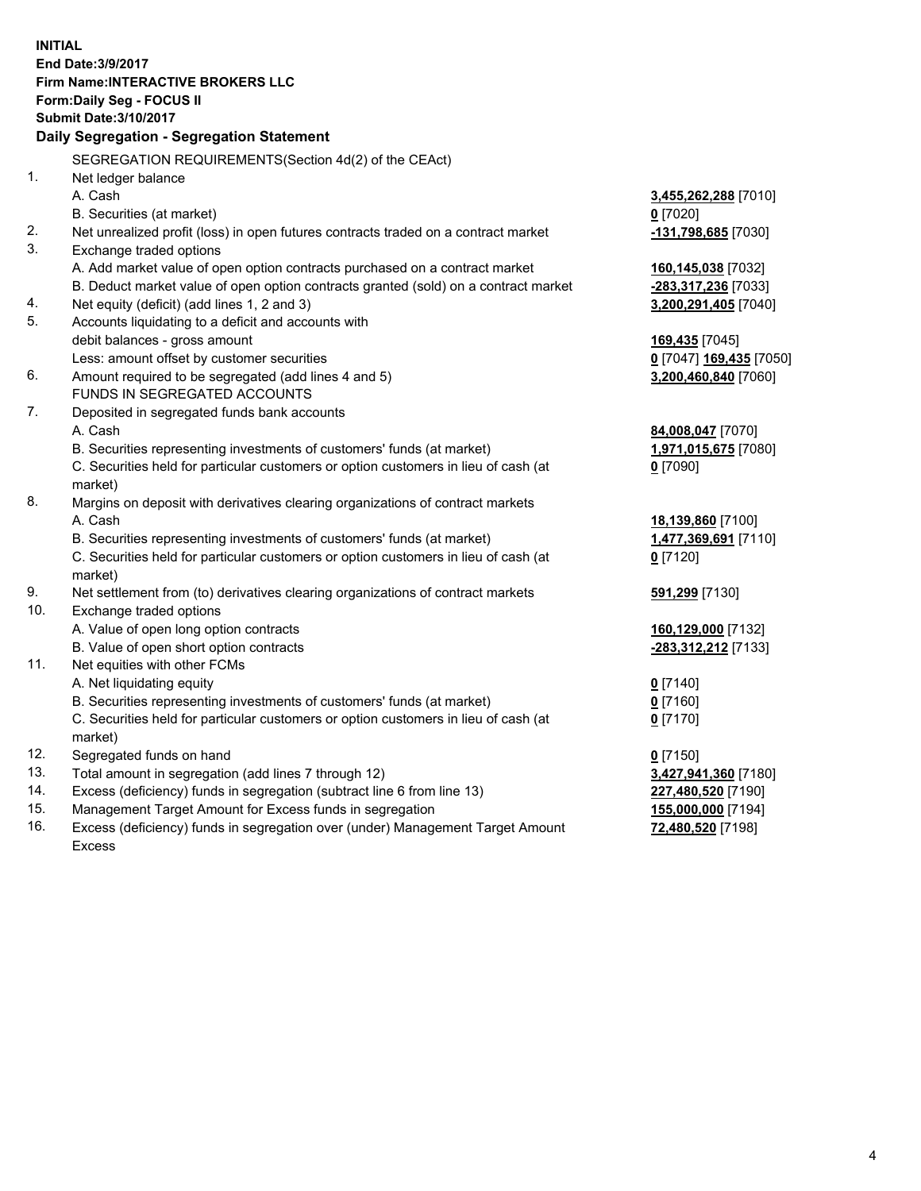**INITIAL**
**End Date:3/9/2017**
**Firm Name:INTERACTIVE BROKERS LLC**
**Form:Daily Seg - FOCUS II**
**Submit Date:3/10/2017**

**Daily Segregation - Segregation Statement**

| | | |
|---|---|---|
| | SEGREGATION REQUIREMENTS(Section 4d(2) of the CEAct) | |
| 1. | Net ledger balance | |
| | A. Cash | **3,455,262,288** [7010] |
| | B. Securities (at market) | **0** [7020] |
| 2. | Net unrealized profit (loss) in open futures contracts traded on a contract market | **-131,798,685** [7030] |
| 3. | Exchange traded options | |
| | A. Add market value of open option contracts purchased on a contract market | **160,145,038** [7032] |
| | B. Deduct market value of open option contracts granted (sold) on a contract market | **-283,317,236** [7033] |
| 4. | Net equity (deficit) (add lines 1, 2 and 3) | **3,200,291,405** [7040] |
| 5. | Accounts liquidating to a deficit and accounts with | |
| | debit balances - gross amount | **169,435** [7045] |
| | Less: amount offset by customer securities | **0** [7047] **169,435** [7050] |
| 6. | Amount required to be segregated (add lines 4 and 5) | **3,200,460,840** [7060] |
| | FUNDS IN SEGREGATED ACCOUNTS | |
| 7. | Deposited in segregated funds bank accounts | |
| | A. Cash | **84,008,047** [7070] |
| | B. Securities representing investments of customers' funds (at market) | **1,971,015,675** [7080] |
| | C. Securities held for particular customers or option customers in lieu of cash (at market) | **0** [7090] |
| 8. | Margins on deposit with derivatives clearing organizations of contract markets | |
| | A. Cash | **18,139,860** [7100] |
| | B. Securities representing investments of customers' funds (at market) | **1,477,369,691** [7110] |
| | C. Securities held for particular customers or option customers in lieu of cash (at market) | **0** [7120] |
| 9. | Net settlement from (to) derivatives clearing organizations of contract markets | **591,299** [7130] |
| 10. | Exchange traded options | |
| | A. Value of open long option contracts | **160,129,000** [7132] |
| | B. Value of open short option contracts | **-283,312,212** [7133] |
| 11. | Net equities with other FCMs | |
| | A. Net liquidating equity | **0** [7140] |
| | B. Securities representing investments of customers' funds (at market) | **0** [7160] |
| | C. Securities held for particular customers or option customers in lieu of cash (at market) | **0** [7170] |
| 12. | Segregated funds on hand | **0** [7150] |
| 13. | Total amount in segregation (add lines 7 through 12) | **3,427,941,360** [7180] |
| 14. | Excess (deficiency) funds in segregation (subtract line 6 from line 13) | **227,480,520** [7190] |
| 15. | Management Target Amount for Excess funds in segregation | **155,000,000** [7194] |
| 16. | Excess (deficiency) funds in segregation over (under) Management Target Amount Excess | **72,480,520** [7198] |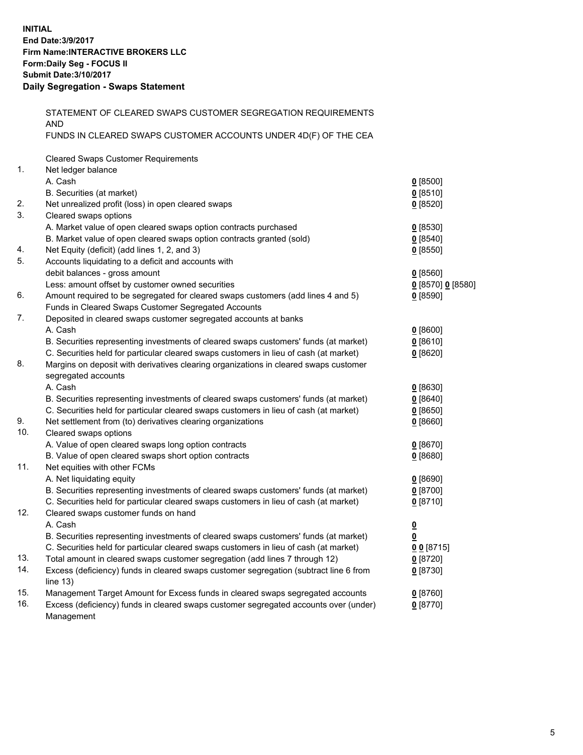**INITIAL**
**End Date:3/9/2017**
**Firm Name:INTERACTIVE BROKERS LLC**
**Form:Daily Seg - FOCUS II**
**Submit Date:3/10/2017**
**Daily Segregation - Swaps Statement**

STATEMENT OF CLEARED SWAPS CUSTOMER SEGREGATION REQUIREMENTS
AND
FUNDS IN CLEARED SWAPS CUSTOMER ACCOUNTS UNDER 4D(F) OF THE CEA

| | | |
|---|---|---|
| | Cleared Swaps Customer Requirements | |
| 1. | Net ledger balance | |
| | A. Cash | 0 [8500] |
| | B. Securities (at market) | 0 [8510] |
| 2. | Net unrealized profit (loss) in open cleared swaps | 0 [8520] |
| 3. | Cleared swaps options | |
| | A. Market value of open cleared swaps option contracts purchased | 0 [8530] |
| | B. Market value of open cleared swaps option contracts granted (sold) | 0 [8540] |
| 4. | Net Equity (deficit) (add lines 1, 2, and 3) | 0 [8550] |
| 5. | Accounts liquidating to a deficit and accounts with | |
| | debit balances - gross amount | 0 [8560] |
| | Less: amount offset by customer owned securities | 0 [8570] 0 [8580] |
| 6. | Amount required to be segregated for cleared swaps customers (add lines 4 and 5) | 0 [8590] |
| | Funds in Cleared Swaps Customer Segregated Accounts | |
| 7. | Deposited in cleared swaps customer segregated accounts at banks | |
| | A. Cash | 0 [8600] |
| | B. Securities representing investments of cleared swaps customers' funds (at market) | 0 [8610] |
| | C. Securities held for particular cleared swaps customers in lieu of cash (at market) | 0 [8620] |
| 8. | Margins on deposit with derivatives clearing organizations in cleared swaps customer segregated accounts | |
| | A. Cash | 0 [8630] |
| | B. Securities representing investments of cleared swaps customers' funds (at market) | 0 [8640] |
| | C. Securities held for particular cleared swaps customers in lieu of cash (at market) | 0 [8650] |
| 9. | Net settlement from (to) derivatives clearing organizations | 0 [8660] |
| 10. | Cleared swaps options | |
| | A. Value of open cleared swaps long option contracts | 0 [8670] |
| | B. Value of open cleared swaps short option contracts | 0 [8680] |
| 11. | Net equities with other FCMs | |
| | A. Net liquidating equity | 0 [8690] |
| | B. Securities representing investments of cleared swaps customers' funds (at market) | 0 [8700] |
| | C. Securities held for particular cleared swaps customers in lieu of cash (at market) | 0 [8710] |
| 12. | Cleared swaps customer funds on hand | |
| | A. Cash | 0 |
| | B. Securities representing investments of cleared swaps customers' funds (at market) | 0 |
| | C. Securities held for particular cleared swaps customers in lieu of cash (at market) | 0 0 [8715] |
| 13. | Total amount in cleared swaps customer segregation (add lines 7 through 12) | 0 [8720] |
| 14. | Excess (deficiency) funds in cleared swaps customer segregation (subtract line 6 from line 13) | 0 [8730] |
| 15. | Management Target Amount for Excess funds in cleared swaps segregated accounts | 0 [8760] |
| 16. | Excess (deficiency) funds in cleared swaps customer segregated accounts over (under) Management | 0 [8770] |